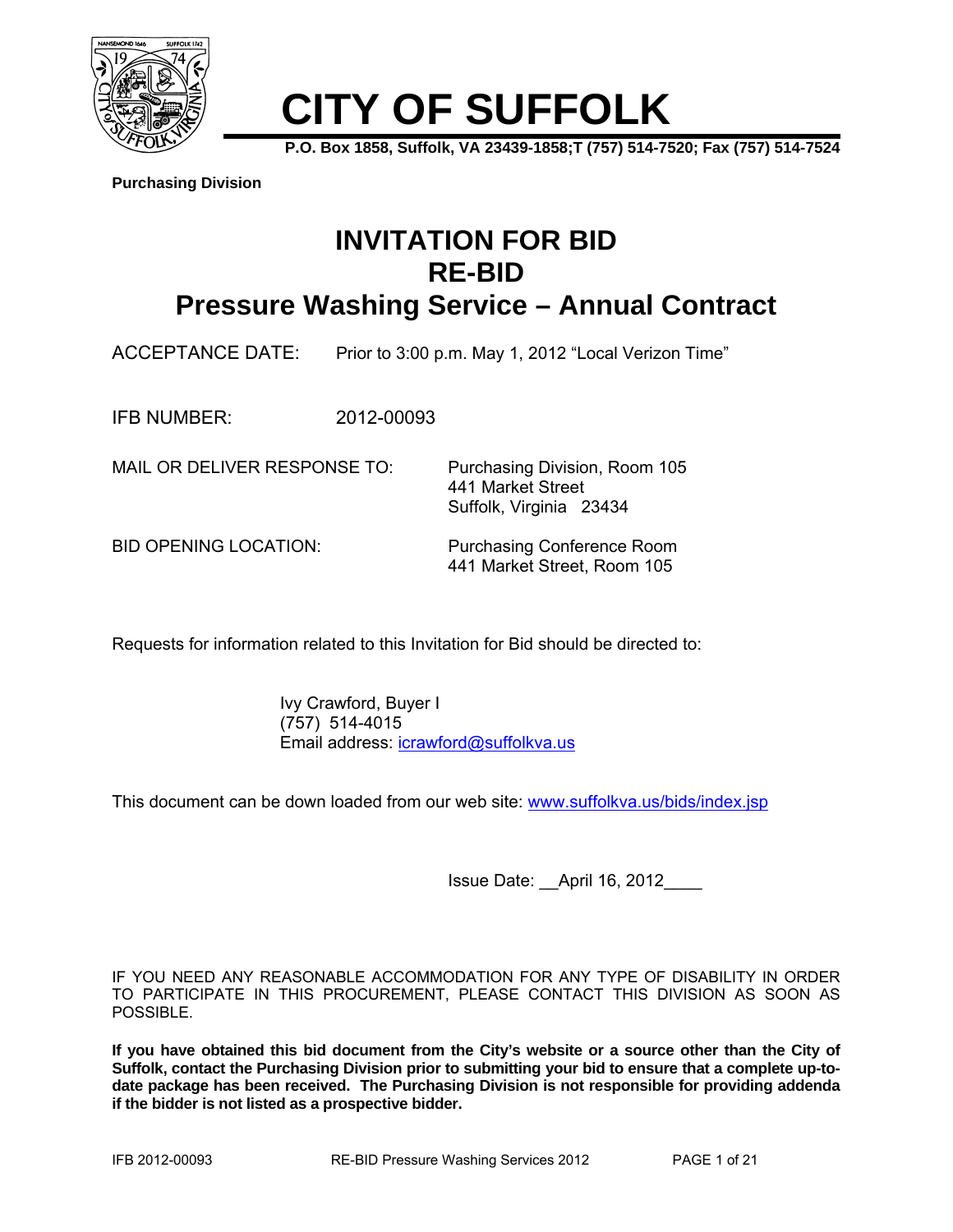# CITY OF SUFFOLK

**P.O. Box 1858, Suffolk, VA 23439-1858;T (757) 514-7520; Fax (757) 514-7524**

**Purchasing Division**

# INVITATION FOR BID
# RE-BID
# Pressure Washing Service – Annual Contract

ACCEPTANCE DATE: Prior to 3:00 p.m. May 1, 2012 "Local Verizon Time"

IFB NUMBER: 2012-00093

MAIL OR DELIVER RESPONSE TO: Purchasing Division, Room 105
441 Market Street
Suffolk, Virginia 23434

BID OPENING LOCATION: Purchasing Conference Room
441 Market Street, Room 105

Requests for information related to this Invitation for Bid should be directed to:

Ivy Crawford, Buyer I
(757) 514-4015
Email address: icrawford@suffolkva.us

This document can be down loaded from our web site: www.suffolkva.us/bids/index.jsp

Issue Date: __April 16, 2012____

IF YOU NEED ANY REASONABLE ACCOMMODATION FOR ANY TYPE OF DISABILITY IN ORDER TO PARTICIPATE IN THIS PROCUREMENT, PLEASE CONTACT THIS DIVISION AS SOON AS POSSIBLE.

**If you have obtained this bid document from the City's website or a source other than the City of Suffolk, contact the Purchasing Division prior to submitting your bid to ensure that a complete up-to-date package has been received. The Purchasing Division is not responsible for providing addenda if the bidder is not listed as a prospective bidder.**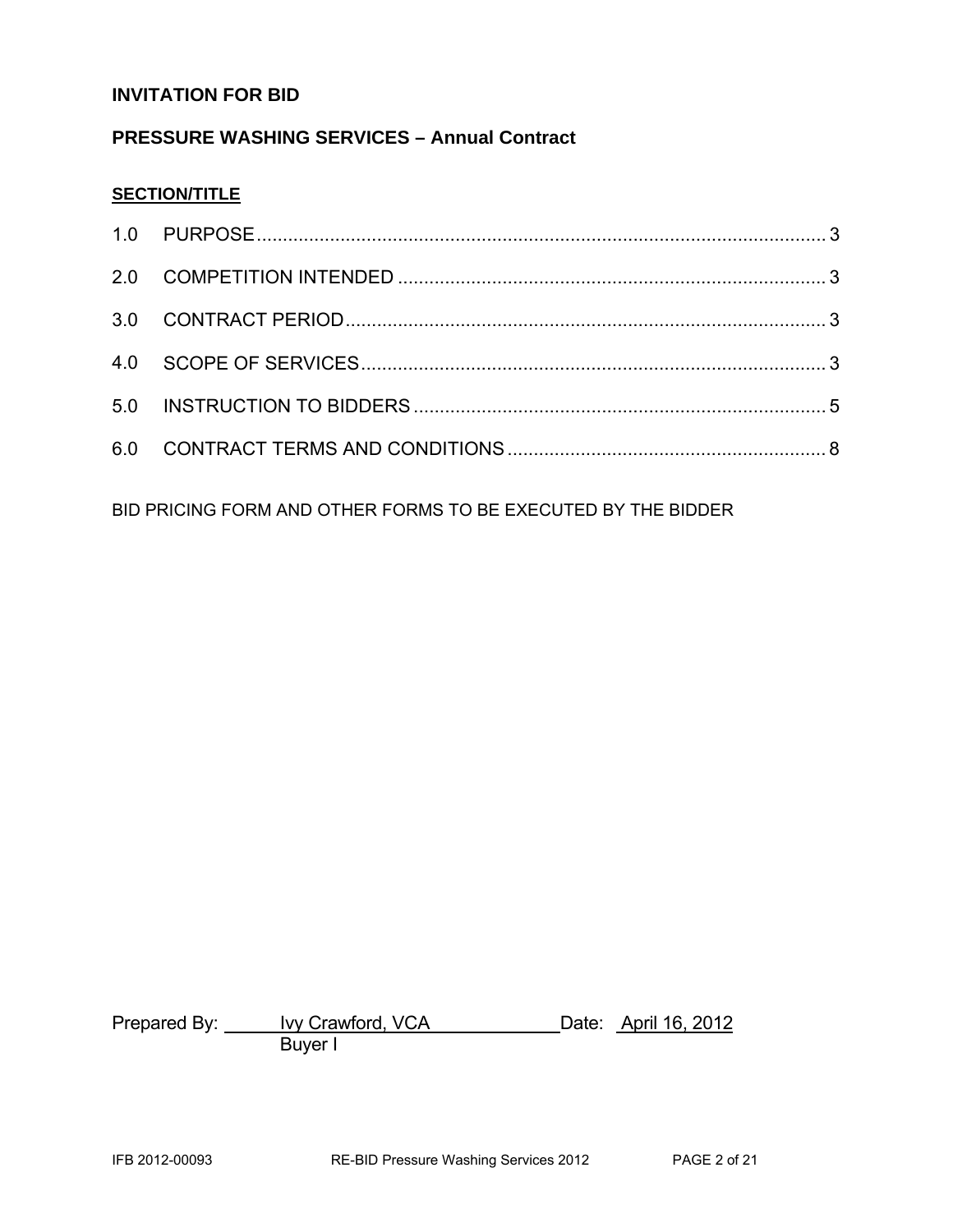**INVITATION FOR BID**

**PRESSURE WASHING SERVICES – Annual Contract**

**SECTION/TITLE**

1.0 PURPOSE ............................................................ 3

2.0 COMPETITION INTENDED ............................................................ 3

3.0 CONTRACT PERIOD ............................................................ 3

4.0 SCOPE OF SERVICES ............................................................ 3

5.0 INSTRUCTION TO BIDDERS ............................................................ 5

6.0 CONTRACT TERMS AND CONDITIONS ............................................................ 8

BID PRICING FORM AND OTHER FORMS TO BE EXECUTED BY THE BIDDER

Prepared By: Ivy Crawford, VCA Date: April 16, 2012
Buyer I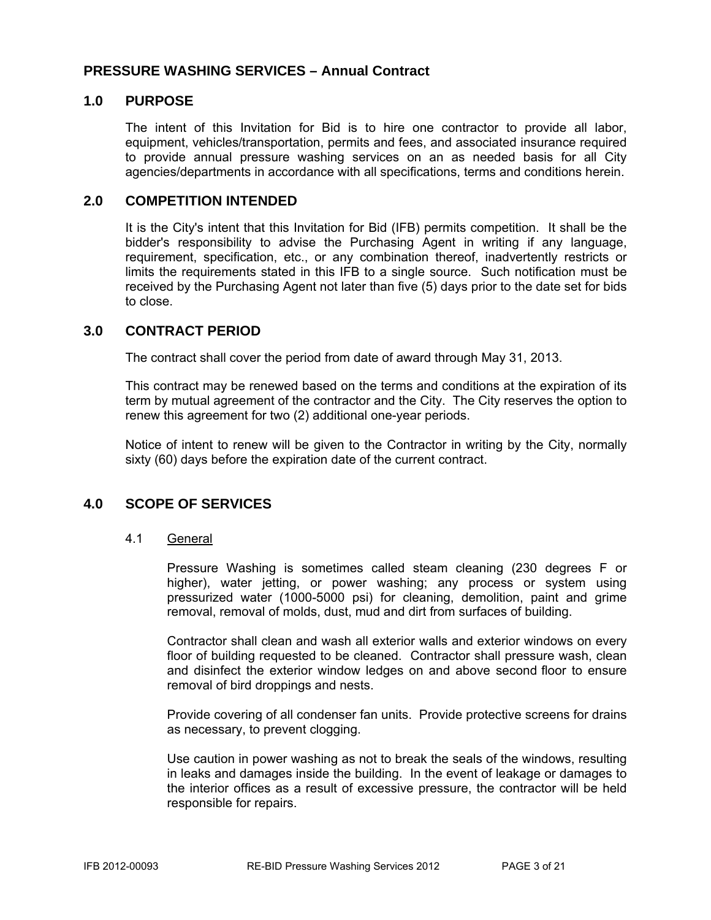## PRESSURE WASHING SERVICES – Annual Contract

## 1.0 PURPOSE

The intent of this Invitation for Bid is to hire one contractor to provide all labor, equipment, vehicles/transportation, permits and fees, and associated insurance required to provide annual pressure washing services on an as needed basis for all City agencies/departments in accordance with all specifications, terms and conditions herein.

## 2.0 COMPETITION INTENDED

It is the City's intent that this Invitation for Bid (IFB) permits competition. It shall be the bidder's responsibility to advise the Purchasing Agent in writing if any language, requirement, specification, etc., or any combination thereof, inadvertently restricts or limits the requirements stated in this IFB to a single source. Such notification must be received by the Purchasing Agent not later than five (5) days prior to the date set for bids to close.

## 3.0 CONTRACT PERIOD

The contract shall cover the period from date of award through May 31, 2013.

This contract may be renewed based on the terms and conditions at the expiration of its term by mutual agreement of the contractor and the City. The City reserves the option to renew this agreement for two (2) additional one-year periods.

Notice of intent to renew will be given to the Contractor in writing by the City, normally sixty (60) days before the expiration date of the current contract.

## 4.0 SCOPE OF SERVICES

### 4.1 General

Pressure Washing is sometimes called steam cleaning (230 degrees F or higher), water jetting, or power washing; any process or system using pressurized water (1000-5000 psi) for cleaning, demolition, paint and grime removal, removal of molds, dust, mud and dirt from surfaces of building.

Contractor shall clean and wash all exterior walls and exterior windows on every floor of building requested to be cleaned. Contractor shall pressure wash, clean and disinfect the exterior window ledges on and above second floor to ensure removal of bird droppings and nests.

Provide covering of all condenser fan units. Provide protective screens for drains as necessary, to prevent clogging.

Use caution in power washing as not to break the seals of the windows, resulting in leaks and damages inside the building. In the event of leakage or damages to the interior offices as a result of excessive pressure, the contractor will be held responsible for repairs.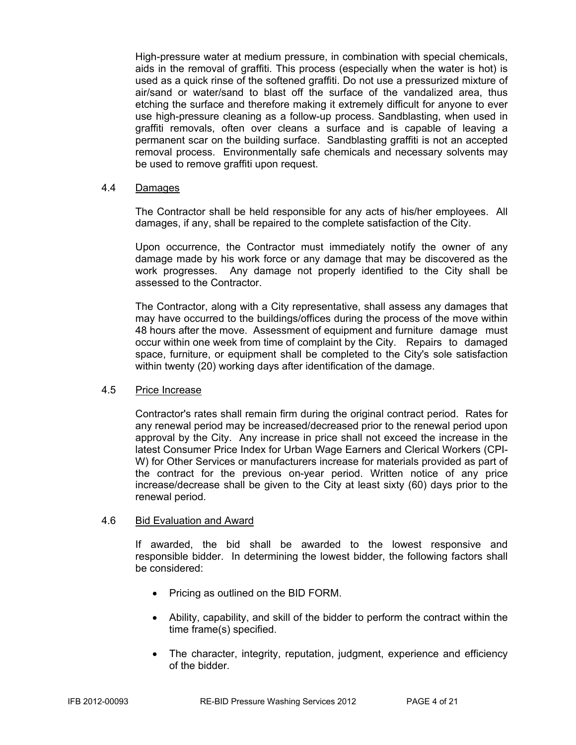High-pressure water at medium pressure, in combination with special chemicals, aids in the removal of graffiti. This process (especially when the water is hot) is used as a quick rinse of the softened graffiti. Do not use a pressurized mixture of air/sand or water/sand to blast off the surface of the vandalized area, thus etching the surface and therefore making it extremely difficult for anyone to ever use high-pressure cleaning as a follow-up process. Sandblasting, when used in graffiti removals, often over cleans a surface and is capable of leaving a permanent scar on the building surface. Sandblasting graffiti is not an accepted removal process. Environmentally safe chemicals and necessary solvents may be used to remove graffiti upon request.

### 4.4 Damages

The Contractor shall be held responsible for any acts of his/her employees. All damages, if any, shall be repaired to the complete satisfaction of the City.

Upon occurrence, the Contractor must immediately notify the owner of any damage made by his work force or any damage that may be discovered as the work progresses. Any damage not properly identified to the City shall be assessed to the Contractor.

The Contractor, along with a City representative, shall assess any damages that may have occurred to the buildings/offices during the process of the move within 48 hours after the move. Assessment of equipment and furniture damage must occur within one week from time of complaint by the City. Repairs to damaged space, furniture, or equipment shall be completed to the City's sole satisfaction within twenty (20) working days after identification of the damage.

### 4.5 Price Increase

Contractor's rates shall remain firm during the original contract period. Rates for any renewal period may be increased/decreased prior to the renewal period upon approval by the City. Any increase in price shall not exceed the increase in the latest Consumer Price Index for Urban Wage Earners and Clerical Workers (CPI-W) for Other Services or manufacturers increase for materials provided as part of the contract for the previous on-year period. Written notice of any price increase/decrease shall be given to the City at least sixty (60) days prior to the renewal period.

### 4.6 Bid Evaluation and Award

If awarded, the bid shall be awarded to the lowest responsive and responsible bidder. In determining the lowest bidder, the following factors shall be considered:

- Pricing as outlined on the BID FORM.
- Ability, capability, and skill of the bidder to perform the contract within the time frame(s) specified.
- The character, integrity, reputation, judgment, experience and efficiency of the bidder.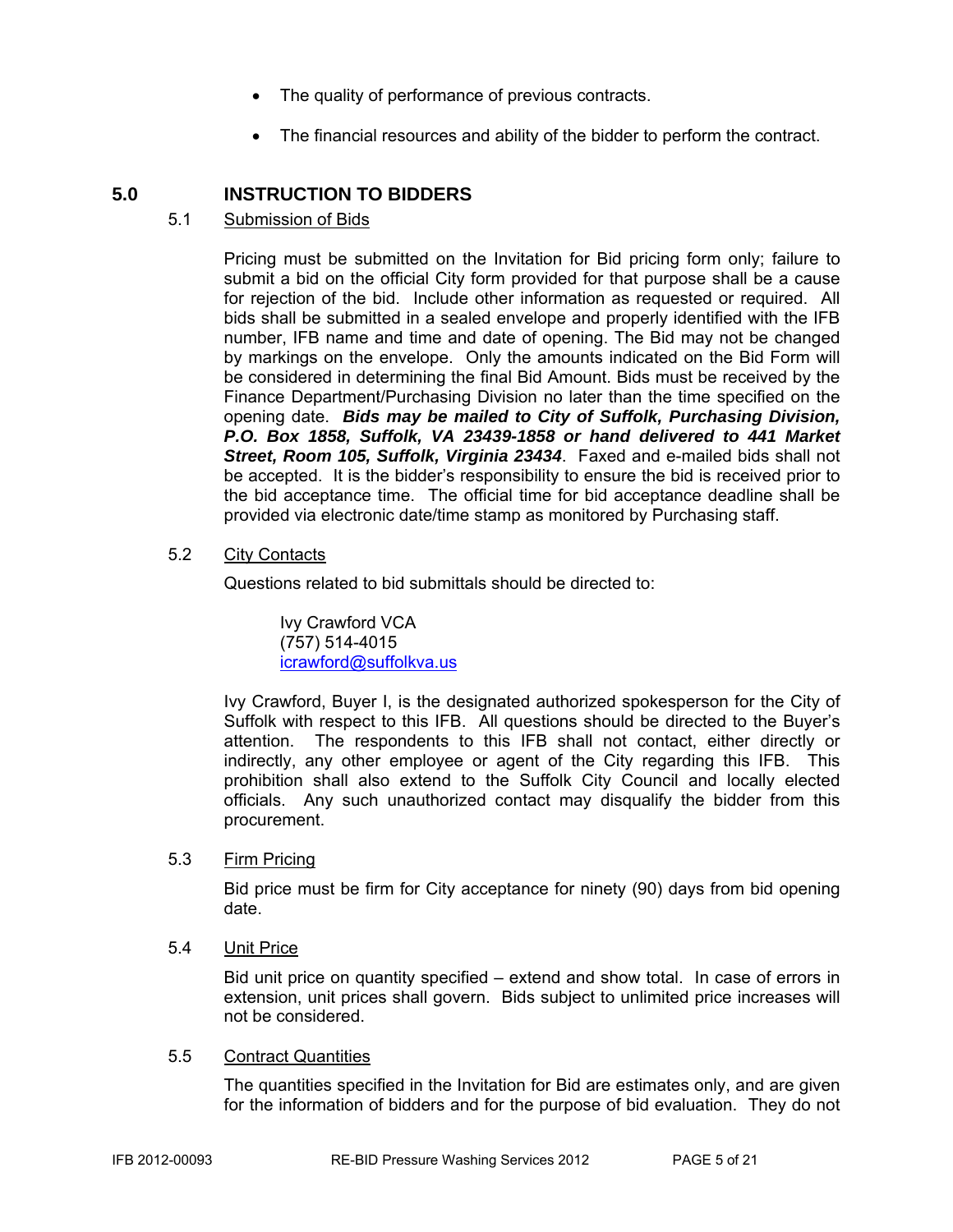- The quality of performance of previous contracts.
- The financial resources and ability of the bidder to perform the contract.

## 5.0 INSTRUCTION TO BIDDERS

### 5.1 Submission of Bids

Pricing must be submitted on the Invitation for Bid pricing form only; failure to submit a bid on the official City form provided for that purpose shall be a cause for rejection of the bid. Include other information as requested or required. All bids shall be submitted in a sealed envelope and properly identified with the IFB number, IFB name and time and date of opening. The Bid may not be changed by markings on the envelope. Only the amounts indicated on the Bid Form will be considered in determining the final Bid Amount. Bids must be received by the Finance Department/Purchasing Division no later than the time specified on the opening date. ***Bids may be mailed to City of Suffolk, Purchasing Division, P.O. Box 1858, Suffolk, VA 23439-1858 or hand delivered to 441 Market Street, Room 105, Suffolk, Virginia 23434***. Faxed and e-mailed bids shall not be accepted. It is the bidder's responsibility to ensure the bid is received prior to the bid acceptance time. The official time for bid acceptance deadline shall be provided via electronic date/time stamp as monitored by Purchasing staff.

### 5.2 City Contacts

Questions related to bid submittals should be directed to:

Ivy Crawford VCA
(757) 514-4015
icrawford@suffolkva.us

Ivy Crawford, Buyer I, is the designated authorized spokesperson for the City of Suffolk with respect to this IFB. All questions should be directed to the Buyer's attention. The respondents to this IFB shall not contact, either directly or indirectly, any other employee or agent of the City regarding this IFB. This prohibition shall also extend to the Suffolk City Council and locally elected officials. Any such unauthorized contact may disqualify the bidder from this procurement.

### 5.3 Firm Pricing

Bid price must be firm for City acceptance for ninety (90) days from bid opening date.

### 5.4 Unit Price

Bid unit price on quantity specified – extend and show total. In case of errors in extension, unit prices shall govern. Bids subject to unlimited price increases will not be considered.

### 5.5 Contract Quantities

The quantities specified in the Invitation for Bid are estimates only, and are given for the information of bidders and for the purpose of bid evaluation. They do not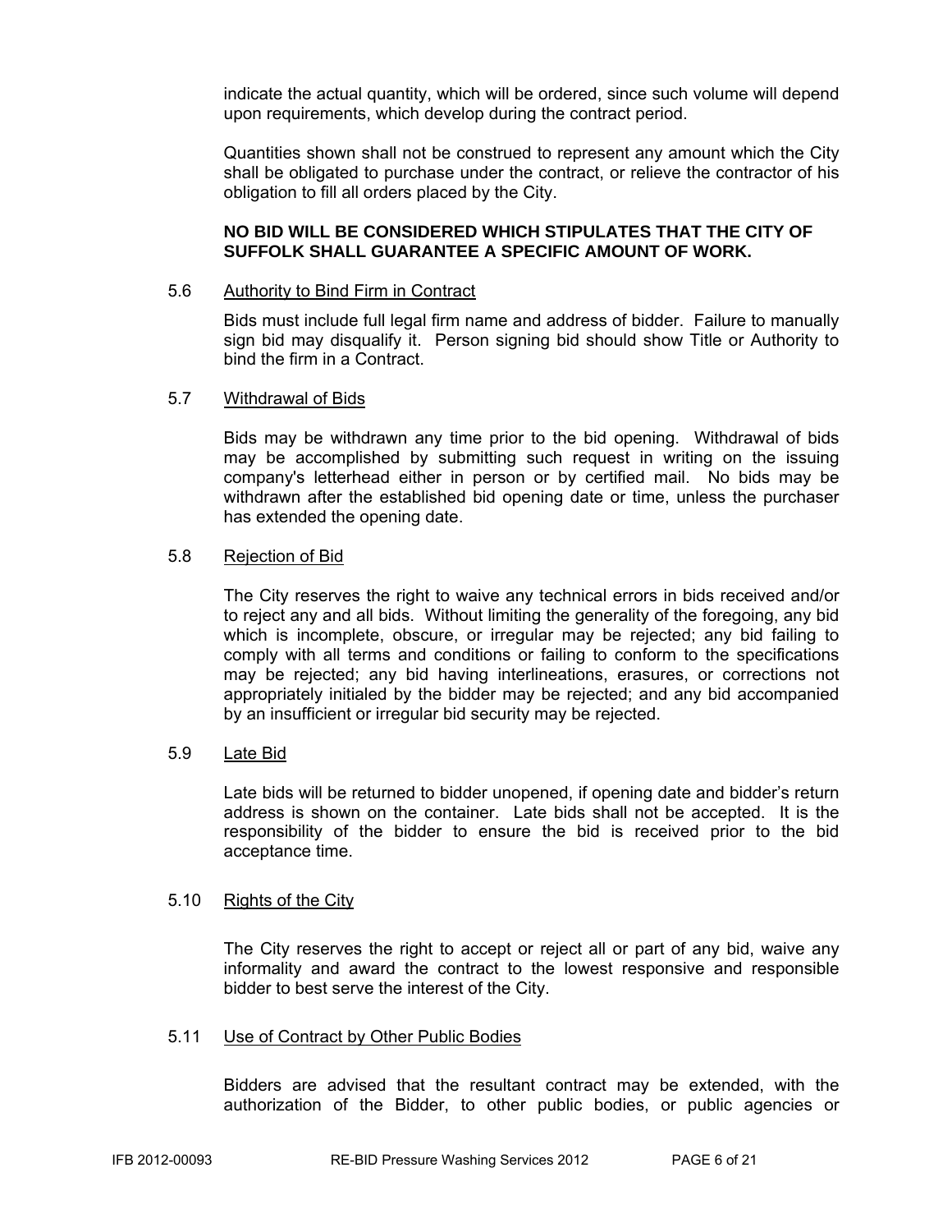indicate the actual quantity, which will be ordered, since such volume will depend upon requirements, which develop during the contract period.

Quantities shown shall not be construed to represent any amount which the City shall be obligated to purchase under the contract, or relieve the contractor of his obligation to fill all orders placed by the City.

**NO BID WILL BE CONSIDERED WHICH STIPULATES THAT THE CITY OF SUFFOLK SHALL GUARANTEE A SPECIFIC AMOUNT OF WORK.**

5.6 Authority to Bind Firm in Contract

Bids must include full legal firm name and address of bidder. Failure to manually sign bid may disqualify it. Person signing bid should show Title or Authority to bind the firm in a Contract.

5.7 Withdrawal of Bids

Bids may be withdrawn any time prior to the bid opening. Withdrawal of bids may be accomplished by submitting such request in writing on the issuing company's letterhead either in person or by certified mail. No bids may be withdrawn after the established bid opening date or time, unless the purchaser has extended the opening date.

5.8 Rejection of Bid

The City reserves the right to waive any technical errors in bids received and/or to reject any and all bids. Without limiting the generality of the foregoing, any bid which is incomplete, obscure, or irregular may be rejected; any bid failing to comply with all terms and conditions or failing to conform to the specifications may be rejected; any bid having interlineations, erasures, or corrections not appropriately initialed by the bidder may be rejected; and any bid accompanied by an insufficient or irregular bid security may be rejected.

5.9 Late Bid

Late bids will be returned to bidder unopened, if opening date and bidder's return address is shown on the container. Late bids shall not be accepted. It is the responsibility of the bidder to ensure the bid is received prior to the bid acceptance time.

5.10 Rights of the City

The City reserves the right to accept or reject all or part of any bid, waive any informality and award the contract to the lowest responsive and responsible bidder to best serve the interest of the City.

5.11 Use of Contract by Other Public Bodies

Bidders are advised that the resultant contract may be extended, with the authorization of the Bidder, to other public bodies, or public agencies or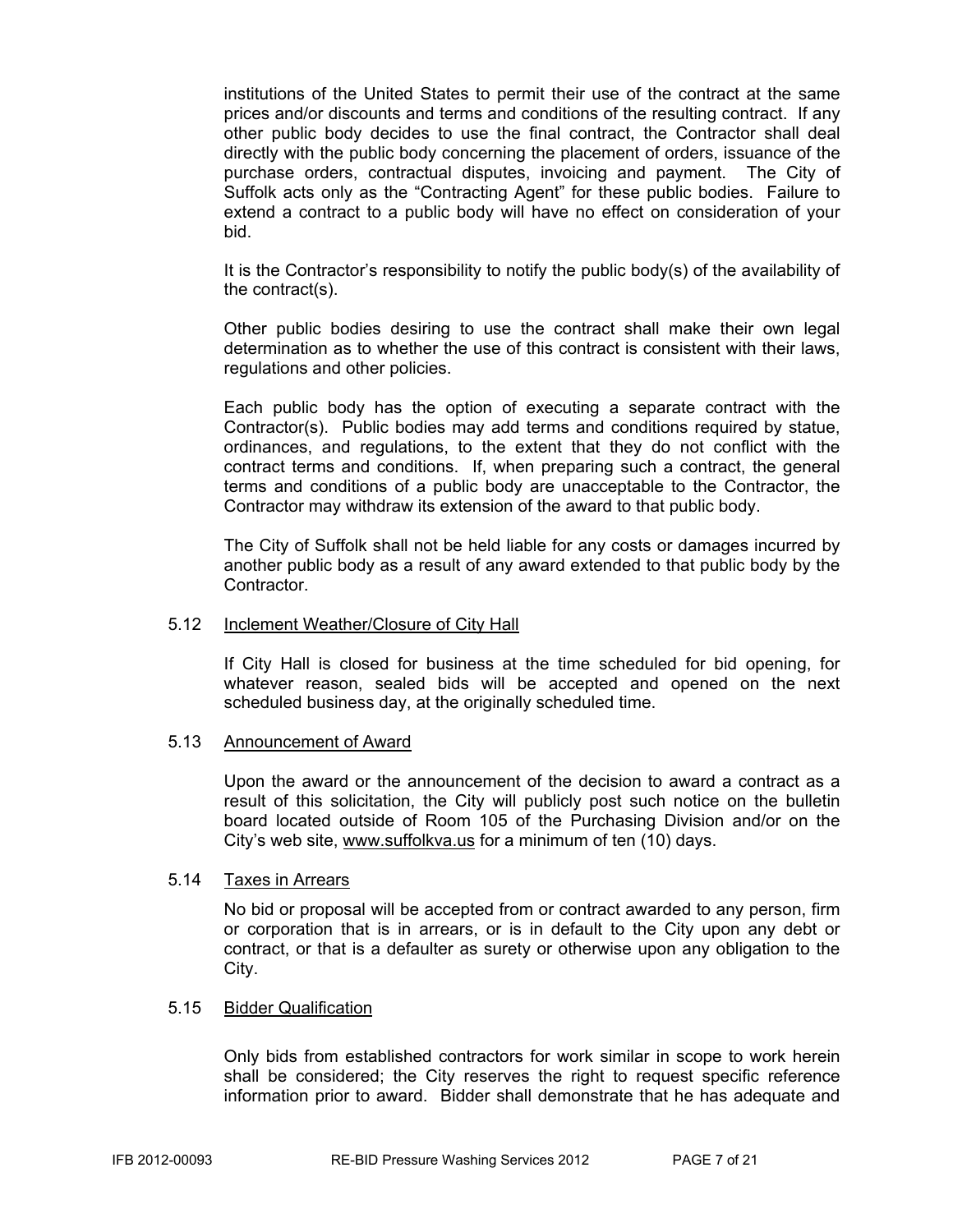institutions of the United States to permit their use of the contract at the same prices and/or discounts and terms and conditions of the resulting contract. If any other public body decides to use the final contract, the Contractor shall deal directly with the public body concerning the placement of orders, issuance of the purchase orders, contractual disputes, invoicing and payment. The City of Suffolk acts only as the "Contracting Agent" for these public bodies. Failure to extend a contract to a public body will have no effect on consideration of your bid.

It is the Contractor's responsibility to notify the public body(s) of the availability of the contract(s).

Other public bodies desiring to use the contract shall make their own legal determination as to whether the use of this contract is consistent with their laws, regulations and other policies.

Each public body has the option of executing a separate contract with the Contractor(s). Public bodies may add terms and conditions required by statue, ordinances, and regulations, to the extent that they do not conflict with the contract terms and conditions. If, when preparing such a contract, the general terms and conditions of a public body are unacceptable to the Contractor, the Contractor may withdraw its extension of the award to that public body.

The City of Suffolk shall not be held liable for any costs or damages incurred by another public body as a result of any award extended to that public body by the Contractor.

5.12 Inclement Weather/Closure of City Hall

If City Hall is closed for business at the time scheduled for bid opening, for whatever reason, sealed bids will be accepted and opened on the next scheduled business day, at the originally scheduled time.

5.13 Announcement of Award

Upon the award or the announcement of the decision to award a contract as a result of this solicitation, the City will publicly post such notice on the bulletin board located outside of Room 105 of the Purchasing Division and/or on the City's web site, www.suffolkva.us for a minimum of ten (10) days.

5.14 Taxes in Arrears

No bid or proposal will be accepted from or contract awarded to any person, firm or corporation that is in arrears, or is in default to the City upon any debt or contract, or that is a defaulter as surety or otherwise upon any obligation to the City.

5.15 Bidder Qualification

Only bids from established contractors for work similar in scope to work herein shall be considered; the City reserves the right to request specific reference information prior to award. Bidder shall demonstrate that he has adequate and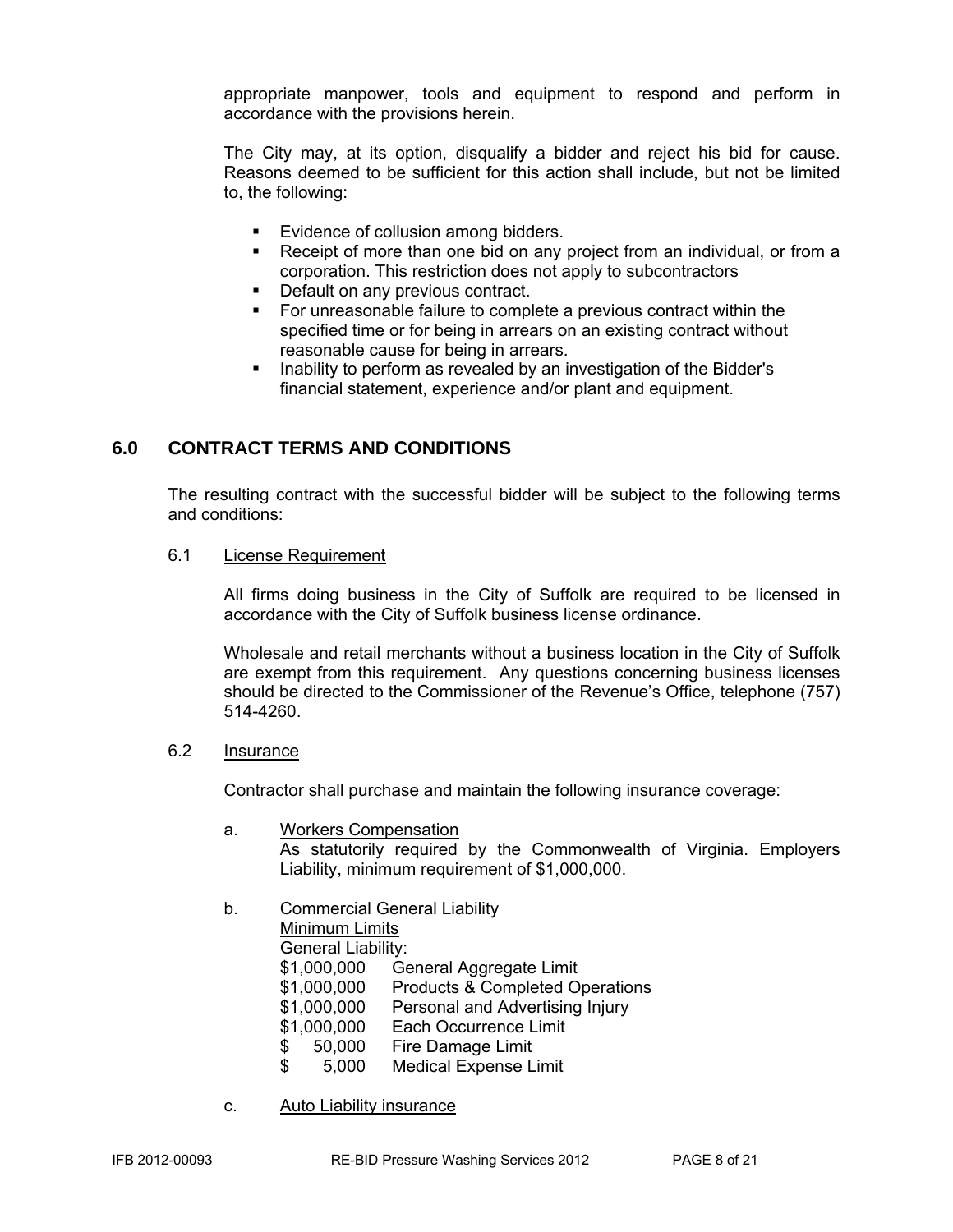appropriate manpower, tools and equipment to respond and perform in accordance with the provisions herein.

The City may, at its option, disqualify a bidder and reject his bid for cause. Reasons deemed to be sufficient for this action shall include, but not be limited to, the following:

- Evidence of collusion among bidders.
- Receipt of more than one bid on any project from an individual, or from a corporation. This restriction does not apply to subcontractors
- Default on any previous contract.
- For unreasonable failure to complete a previous contract within the specified time or for being in arrears on an existing contract without reasonable cause for being in arrears.
- Inability to perform as revealed by an investigation of the Bidder's financial statement, experience and/or plant and equipment.

## 6.0 CONTRACT TERMS AND CONDITIONS

The resulting contract with the successful bidder will be subject to the following terms and conditions:

### 6.1 License Requirement

All firms doing business in the City of Suffolk are required to be licensed in accordance with the City of Suffolk business license ordinance.

Wholesale and retail merchants without a business location in the City of Suffolk are exempt from this requirement. Any questions concerning business licenses should be directed to the Commissioner of the Revenue's Office, telephone (757) 514-4260.

### 6.2 Insurance

Contractor shall purchase and maintain the following insurance coverage:

a. Workers Compensation
As statutorily required by the Commonwealth of Virginia. Employers Liability, minimum requirement of $1,000,000.

b. Commercial General Liability
Minimum Limits
General Liability:

| | |
|---|---|
| $1,000,000 | General Aggregate Limit |
| $1,000,000 | Products & Completed Operations |
| $1,000,000 | Personal and Advertising Injury |
| $1,000,000 | Each Occurrence Limit |
| $ 50,000 | Fire Damage Limit |
| $ 5,000 | Medical Expense Limit |

c. Auto Liability insurance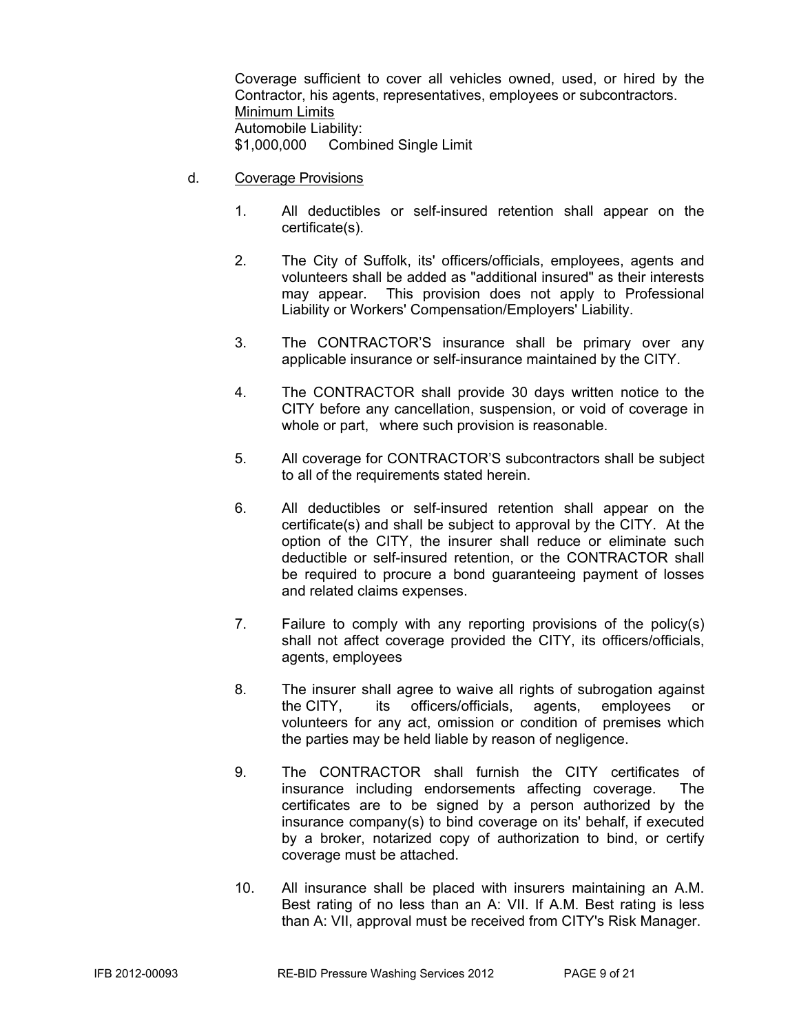Coverage sufficient to cover all vehicles owned, used, or hired by the Contractor, his agents, representatives, employees or subcontractors.

Minimum Limits

Automobile Liability:

$1,000,000 Combined Single Limit

d. Coverage Provisions

1. All deductibles or self-insured retention shall appear on the certificate(s).

2. The City of Suffolk, its' officers/officials, employees, agents and volunteers shall be added as "additional insured" as their interests may appear. This provision does not apply to Professional Liability or Workers' Compensation/Employers' Liability.

3. The CONTRACTOR'S insurance shall be primary over any applicable insurance or self-insurance maintained by the CITY.

4. The CONTRACTOR shall provide 30 days written notice to the CITY before any cancellation, suspension, or void of coverage in whole or part, where such provision is reasonable.

5. All coverage for CONTRACTOR'S subcontractors shall be subject to all of the requirements stated herein.

6. All deductibles or self-insured retention shall appear on the certificate(s) and shall be subject to approval by the CITY. At the option of the CITY, the insurer shall reduce or eliminate such deductible or self-insured retention, or the CONTRACTOR shall be required to procure a bond guaranteeing payment of losses and related claims expenses.

7. Failure to comply with any reporting provisions of the policy(s) shall not affect coverage provided the CITY, its officers/officials, agents, employees

8. The insurer shall agree to waive all rights of subrogation against the CITY, its officers/officials, agents, employees or volunteers for any act, omission or condition of premises which the parties may be held liable by reason of negligence.

9. The CONTRACTOR shall furnish the CITY certificates of insurance including endorsements affecting coverage. The certificates are to be signed by a person authorized by the insurance company(s) to bind coverage on its' behalf, if executed by a broker, notarized copy of authorization to bind, or certify coverage must be attached.

10. All insurance shall be placed with insurers maintaining an A.M. Best rating of no less than an A: VII. If A.M. Best rating is less than A: VII, approval must be received from CITY's Risk Manager.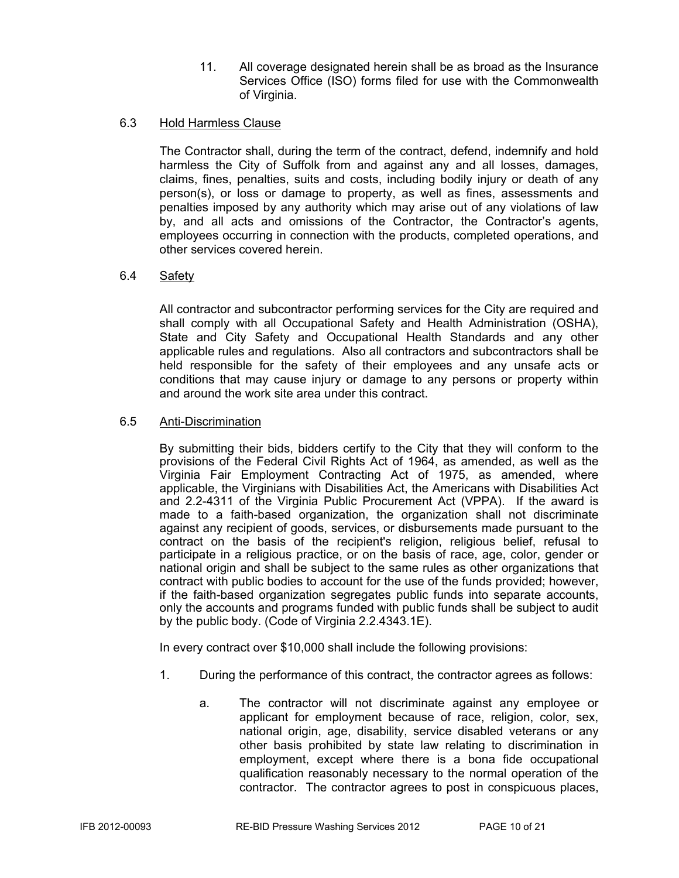11. All coverage designated herein shall be as broad as the Insurance Services Office (ISO) forms filed for use with the Commonwealth of Virginia.

### 6.3 Hold Harmless Clause

The Contractor shall, during the term of the contract, defend, indemnify and hold harmless the City of Suffolk from and against any and all losses, damages, claims, fines, penalties, suits and costs, including bodily injury or death of any person(s), or loss or damage to property, as well as fines, assessments and penalties imposed by any authority which may arise out of any violations of law by, and all acts and omissions of the Contractor, the Contractor's agents, employees occurring in connection with the products, completed operations, and other services covered herein.

### 6.4 Safety

All contractor and subcontractor performing services for the City are required and shall comply with all Occupational Safety and Health Administration (OSHA), State and City Safety and Occupational Health Standards and any other applicable rules and regulations. Also all contractors and subcontractors shall be held responsible for the safety of their employees and any unsafe acts or conditions that may cause injury or damage to any persons or property within and around the work site area under this contract.

### 6.5 Anti-Discrimination

By submitting their bids, bidders certify to the City that they will conform to the provisions of the Federal Civil Rights Act of 1964, as amended, as well as the Virginia Fair Employment Contracting Act of 1975, as amended, where applicable, the Virginians with Disabilities Act, the Americans with Disabilities Act and 2.2-4311 of the Virginia Public Procurement Act (VPPA). If the award is made to a faith-based organization, the organization shall not discriminate against any recipient of goods, services, or disbursements made pursuant to the contract on the basis of the recipient's religion, religious belief, refusal to participate in a religious practice, or on the basis of race, age, color, gender or national origin and shall be subject to the same rules as other organizations that contract with public bodies to account for the use of the funds provided; however, if the faith-based organization segregates public funds into separate accounts, only the accounts and programs funded with public funds shall be subject to audit by the public body. (Code of Virginia 2.2.4343.1E).

In every contract over $10,000 shall include the following provisions:

1. During the performance of this contract, the contractor agrees as follows:

   a. The contractor will not discriminate against any employee or applicant for employment because of race, religion, color, sex, national origin, age, disability, service disabled veterans or any other basis prohibited by state law relating to discrimination in employment, except where there is a bona fide occupational qualification reasonably necessary to the normal operation of the contractor. The contractor agrees to post in conspicuous places,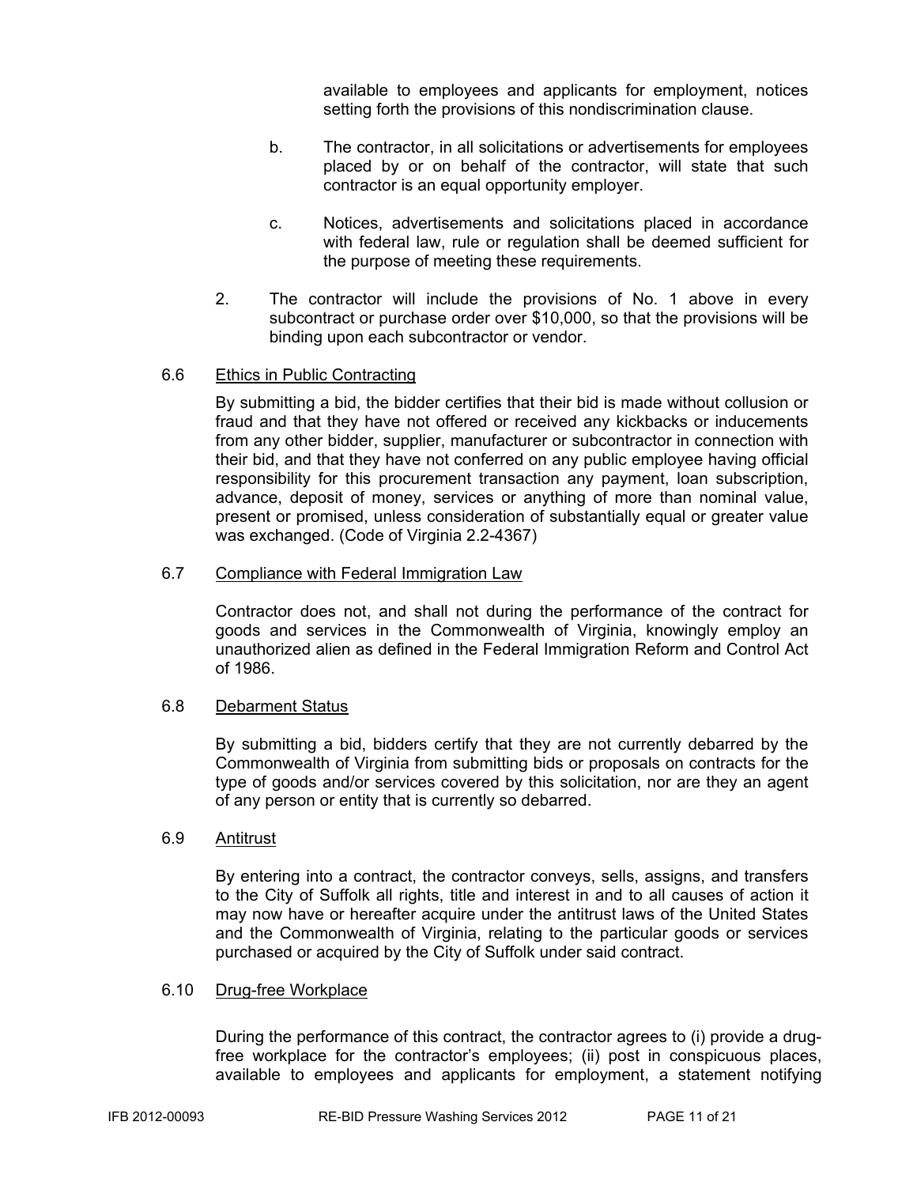available to employees and applicants for employment, notices setting forth the provisions of this nondiscrimination clause.

b. The contractor, in all solicitations or advertisements for employees placed by or on behalf of the contractor, will state that such contractor is an equal opportunity employer.

c. Notices, advertisements and solicitations placed in accordance with federal law, rule or regulation shall be deemed sufficient for the purpose of meeting these requirements.

2. The contractor will include the provisions of No. 1 above in every subcontract or purchase order over $10,000, so that the provisions will be binding upon each subcontractor or vendor.

6.6 Ethics in Public Contracting

By submitting a bid, the bidder certifies that their bid is made without collusion or fraud and that they have not offered or received any kickbacks or inducements from any other bidder, supplier, manufacturer or subcontractor in connection with their bid, and that they have not conferred on any public employee having official responsibility for this procurement transaction any payment, loan subscription, advance, deposit of money, services or anything of more than nominal value, present or promised, unless consideration of substantially equal or greater value was exchanged. (Code of Virginia 2.2-4367)

6.7 Compliance with Federal Immigration Law

Contractor does not, and shall not during the performance of the contract for goods and services in the Commonwealth of Virginia, knowingly employ an unauthorized alien as defined in the Federal Immigration Reform and Control Act of 1986.

6.8 Debarment Status

By submitting a bid, bidders certify that they are not currently debarred by the Commonwealth of Virginia from submitting bids or proposals on contracts for the type of goods and/or services covered by this solicitation, nor are they an agent of any person or entity that is currently so debarred.

6.9 Antitrust

By entering into a contract, the contractor conveys, sells, assigns, and transfers to the City of Suffolk all rights, title and interest in and to all causes of action it may now have or hereafter acquire under the antitrust laws of the United States and the Commonwealth of Virginia, relating to the particular goods or services purchased or acquired by the City of Suffolk under said contract.

6.10 Drug-free Workplace

During the performance of this contract, the contractor agrees to (i) provide a drug-free workplace for the contractor's employees; (ii) post in conspicuous places, available to employees and applicants for employment, a statement notifying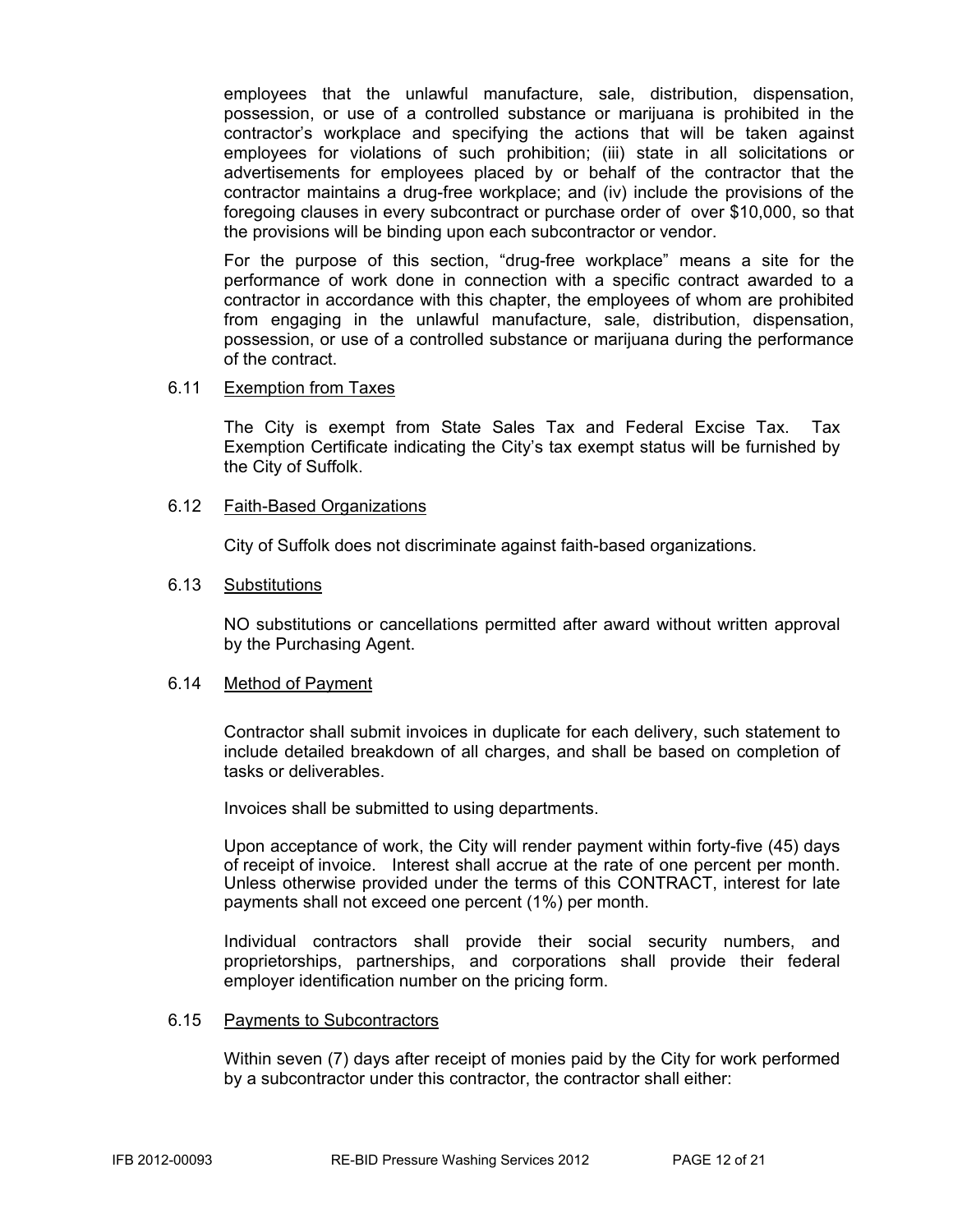employees that the unlawful manufacture, sale, distribution, dispensation, possession, or use of a controlled substance or marijuana is prohibited in the contractor's workplace and specifying the actions that will be taken against employees for violations of such prohibition; (iii) state in all solicitations or advertisements for employees placed by or behalf of the contractor that the contractor maintains a drug-free workplace; and (iv) include the provisions of the foregoing clauses in every subcontract or purchase order of over $10,000, so that the provisions will be binding upon each subcontractor or vendor.

For the purpose of this section, "drug-free workplace" means a site for the performance of work done in connection with a specific contract awarded to a contractor in accordance with this chapter, the employees of whom are prohibited from engaging in the unlawful manufacture, sale, distribution, dispensation, possession, or use of a controlled substance or marijuana during the performance of the contract.

6.11 Exemption from Taxes

The City is exempt from State Sales Tax and Federal Excise Tax. Tax Exemption Certificate indicating the City's tax exempt status will be furnished by the City of Suffolk.

6.12 Faith-Based Organizations

City of Suffolk does not discriminate against faith-based organizations.

6.13 Substitutions

NO substitutions or cancellations permitted after award without written approval by the Purchasing Agent.

6.14 Method of Payment

Contractor shall submit invoices in duplicate for each delivery, such statement to include detailed breakdown of all charges, and shall be based on completion of tasks or deliverables.

Invoices shall be submitted to using departments.

Upon acceptance of work, the City will render payment within forty-five (45) days of receipt of invoice. Interest shall accrue at the rate of one percent per month. Unless otherwise provided under the terms of this CONTRACT, interest for late payments shall not exceed one percent (1%) per month.

Individual contractors shall provide their social security numbers, and proprietorships, partnerships, and corporations shall provide their federal employer identification number on the pricing form.

6.15 Payments to Subcontractors

Within seven (7) days after receipt of monies paid by the City for work performed by a subcontractor under this contractor, the contractor shall either: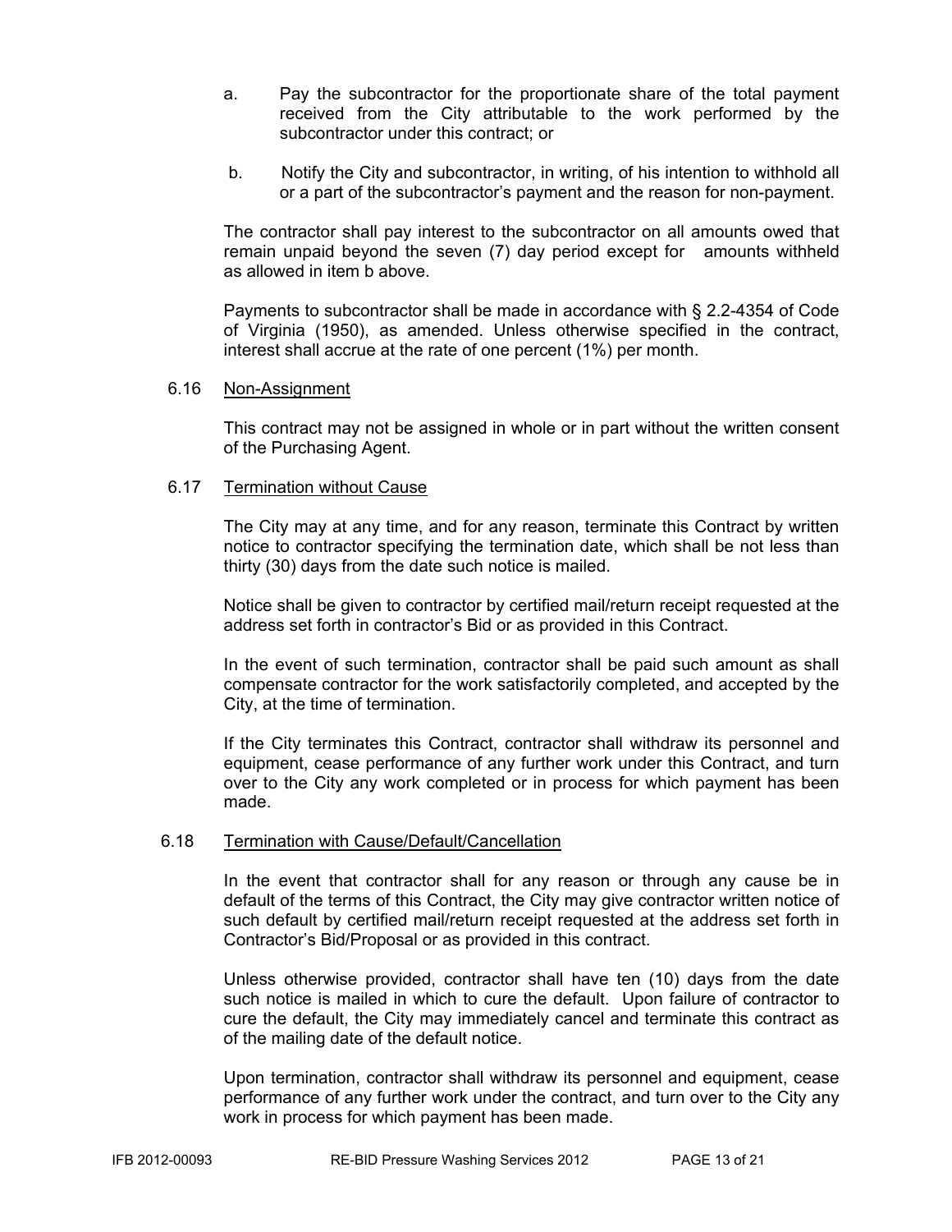a. Pay the subcontractor for the proportionate share of the total payment received from the City attributable to the work performed by the subcontractor under this contract; or

b. Notify the City and subcontractor, in writing, of his intention to withhold all or a part of the subcontractor's payment and the reason for non-payment.

The contractor shall pay interest to the subcontractor on all amounts owed that remain unpaid beyond the seven (7) day period except for amounts withheld as allowed in item b above.

Payments to subcontractor shall be made in accordance with § 2.2-4354 of Code of Virginia (1950), as amended. Unless otherwise specified in the contract, interest shall accrue at the rate of one percent (1%) per month.

6.16 Non-Assignment

This contract may not be assigned in whole or in part without the written consent of the Purchasing Agent.

6.17 Termination without Cause

The City may at any time, and for any reason, terminate this Contract by written notice to contractor specifying the termination date, which shall be not less than thirty (30) days from the date such notice is mailed.

Notice shall be given to contractor by certified mail/return receipt requested at the address set forth in contractor's Bid or as provided in this Contract.

In the event of such termination, contractor shall be paid such amount as shall compensate contractor for the work satisfactorily completed, and accepted by the City, at the time of termination.

If the City terminates this Contract, contractor shall withdraw its personnel and equipment, cease performance of any further work under this Contract, and turn over to the City any work completed or in process for which payment has been made.

6.18 Termination with Cause/Default/Cancellation

In the event that contractor shall for any reason or through any cause be in default of the terms of this Contract, the City may give contractor written notice of such default by certified mail/return receipt requested at the address set forth in Contractor's Bid/Proposal or as provided in this contract.

Unless otherwise provided, contractor shall have ten (10) days from the date such notice is mailed in which to cure the default. Upon failure of contractor to cure the default, the City may immediately cancel and terminate this contract as of the mailing date of the default notice.

Upon termination, contractor shall withdraw its personnel and equipment, cease performance of any further work under the contract, and turn over to the City any work in process for which payment has been made.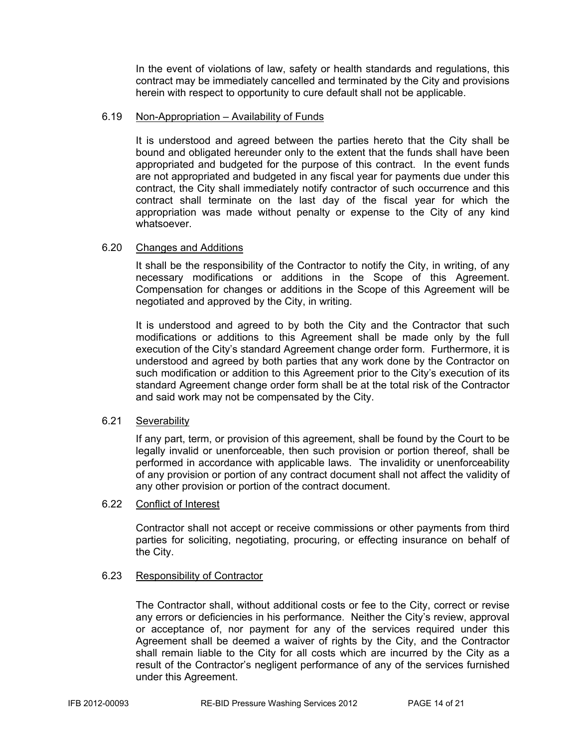In the event of violations of law, safety or health standards and regulations, this contract may be immediately cancelled and terminated by the City and provisions herein with respect to opportunity to cure default shall not be applicable.

### 6.19 Non-Appropriation – Availability of Funds

It is understood and agreed between the parties hereto that the City shall be bound and obligated hereunder only to the extent that the funds shall have been appropriated and budgeted for the purpose of this contract. In the event funds are not appropriated and budgeted in any fiscal year for payments due under this contract, the City shall immediately notify contractor of such occurrence and this contract shall terminate on the last day of the fiscal year for which the appropriation was made without penalty or expense to the City of any kind whatsoever.

### 6.20 Changes and Additions

It shall be the responsibility of the Contractor to notify the City, in writing, of any necessary modifications or additions in the Scope of this Agreement. Compensation for changes or additions in the Scope of this Agreement will be negotiated and approved by the City, in writing.

It is understood and agreed to by both the City and the Contractor that such modifications or additions to this Agreement shall be made only by the full execution of the City's standard Agreement change order form. Furthermore, it is understood and agreed by both parties that any work done by the Contractor on such modification or addition to this Agreement prior to the City's execution of its standard Agreement change order form shall be at the total risk of the Contractor and said work may not be compensated by the City.

### 6.21 Severability

If any part, term, or provision of this agreement, shall be found by the Court to be legally invalid or unenforceable, then such provision or portion thereof, shall be performed in accordance with applicable laws. The invalidity or unenforceability of any provision or portion of any contract document shall not affect the validity of any other provision or portion of the contract document.

### 6.22 Conflict of Interest

Contractor shall not accept or receive commissions or other payments from third parties for soliciting, negotiating, procuring, or effecting insurance on behalf of the City.

### 6.23 Responsibility of Contractor

The Contractor shall, without additional costs or fee to the City, correct or revise any errors or deficiencies in his performance. Neither the City's review, approval or acceptance of, nor payment for any of the services required under this Agreement shall be deemed a waiver of rights by the City, and the Contractor shall remain liable to the City for all costs which are incurred by the City as a result of the Contractor's negligent performance of any of the services furnished under this Agreement.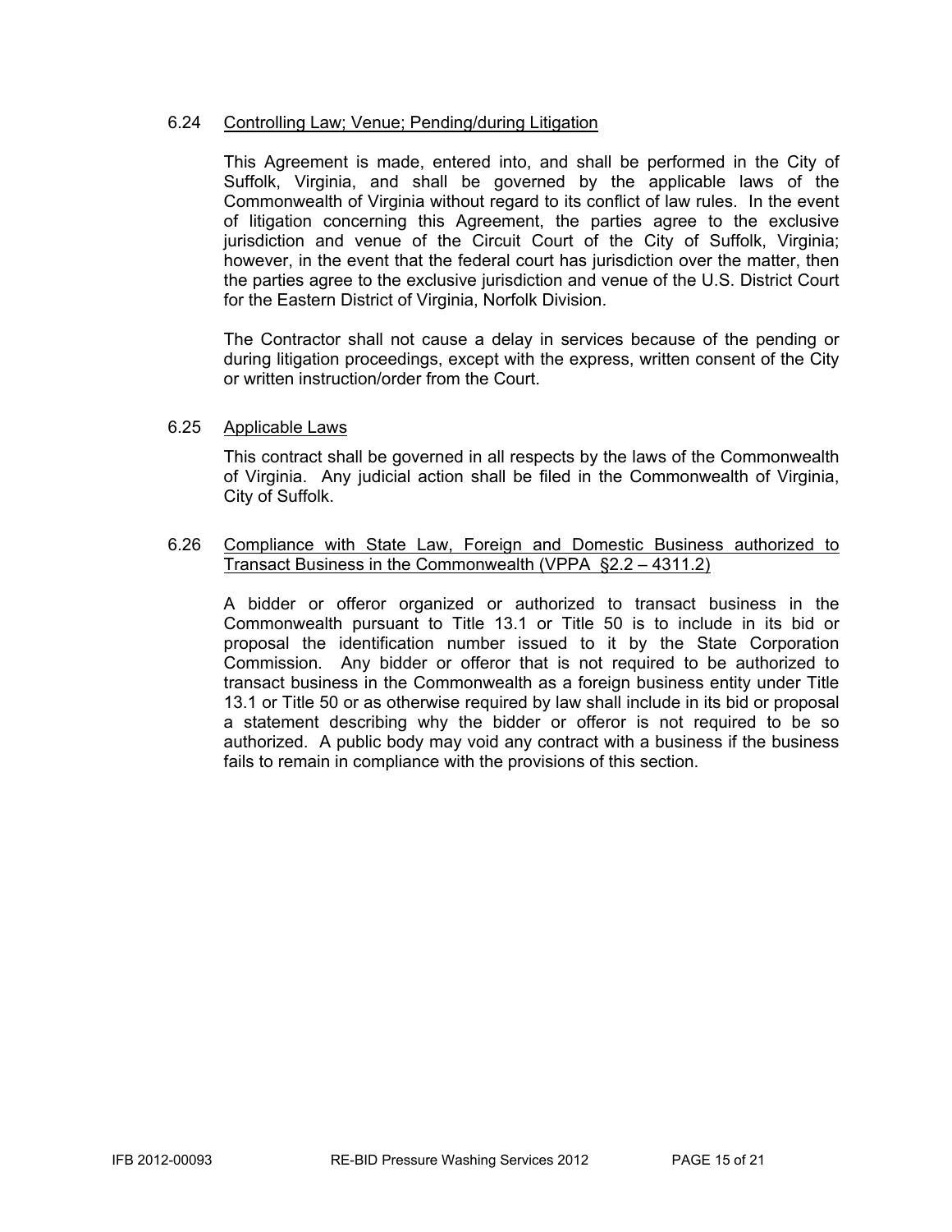### 6.24 Controlling Law; Venue; Pending/during Litigation

This Agreement is made, entered into, and shall be performed in the City of Suffolk, Virginia, and shall be governed by the applicable laws of the Commonwealth of Virginia without regard to its conflict of law rules. In the event of litigation concerning this Agreement, the parties agree to the exclusive jurisdiction and venue of the Circuit Court of the City of Suffolk, Virginia; however, in the event that the federal court has jurisdiction over the matter, then the parties agree to the exclusive jurisdiction and venue of the U.S. District Court for the Eastern District of Virginia, Norfolk Division.

The Contractor shall not cause a delay in services because of the pending or during litigation proceedings, except with the express, written consent of the City or written instruction/order from the Court.

### 6.25 Applicable Laws

This contract shall be governed in all respects by the laws of the Commonwealth of Virginia. Any judicial action shall be filed in the Commonwealth of Virginia, City of Suffolk.

### 6.26 Compliance with State Law, Foreign and Domestic Business authorized to Transact Business in the Commonwealth (VPPA §2.2 – 4311.2)

A bidder or offeror organized or authorized to transact business in the Commonwealth pursuant to Title 13.1 or Title 50 is to include in its bid or proposal the identification number issued to it by the State Corporation Commission. Any bidder or offeror that is not required to be authorized to transact business in the Commonwealth as a foreign business entity under Title 13.1 or Title 50 or as otherwise required by law shall include in its bid or proposal a statement describing why the bidder or offeror is not required to be so authorized. A public body may void any contract with a business if the business fails to remain in compliance with the provisions of this section.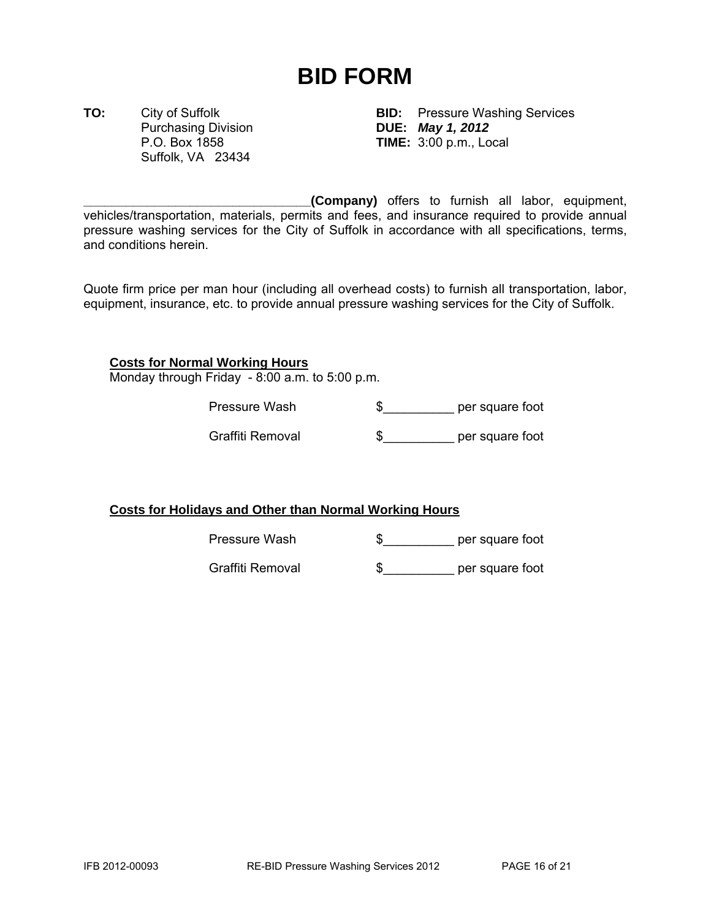# BID FORM

**TO:** City of Suffolk
Purchasing Division
P.O. Box 1858
Suffolk, VA 23434

**BID:** Pressure Washing Services
**DUE:** ***May 1, 2012***
**TIME:** 3:00 p.m., Local

________________________________**(Company)** offers to furnish all labor, equipment, vehicles/transportation, materials, permits and fees, and insurance required to provide annual pressure washing services for the City of Suffolk in accordance with all specifications, terms, and conditions herein.

Quote firm price per man hour (including all overhead costs) to furnish all transportation, labor, equipment, insurance, etc. to provide annual pressure washing services for the City of Suffolk.

**Costs for Normal Working Hours**
Monday through Friday - 8:00 a.m. to 5:00 p.m.

Pressure Wash $__________ per square foot

Graffiti Removal $__________ per square foot

**Costs for Holidays and Other than Normal Working Hours**

Pressure Wash $__________ per square foot

Graffiti Removal $__________ per square foot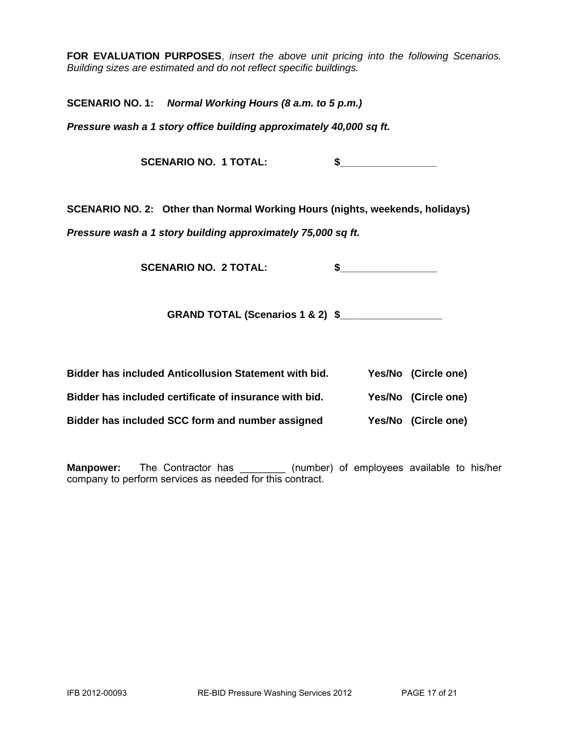**FOR EVALUATION PURPOSES**, *insert the above unit pricing into the following Scenarios. Building sizes are estimated and do not reflect specific buildings.*

**SCENARIO NO. 1:** ***Normal Working Hours (8 a.m. to 5 p.m.)***

***Pressure wash a 1 story office building approximately 40,000 sq ft.***

**SCENARIO NO. 1 TOTAL: $________________**

**SCENARIO NO. 2: Other than Normal Working Hours (nights, weekends, holidays)**

***Pressure wash a 1 story building approximately 75,000 sq ft.***

**SCENARIO NO. 2 TOTAL: $________________**

**GRAND TOTAL (Scenarios 1 & 2) $_________________**

**Bidder has included Anticollusion Statement with bid. Yes/No (Circle one)**

**Bidder has included certificate of insurance with bid. Yes/No (Circle one)**

**Bidder has included SCC form and number assigned Yes/No (Circle one)**

**Manpower:** The Contractor has ________ (number) of employees available to his/her company to perform services as needed for this contract.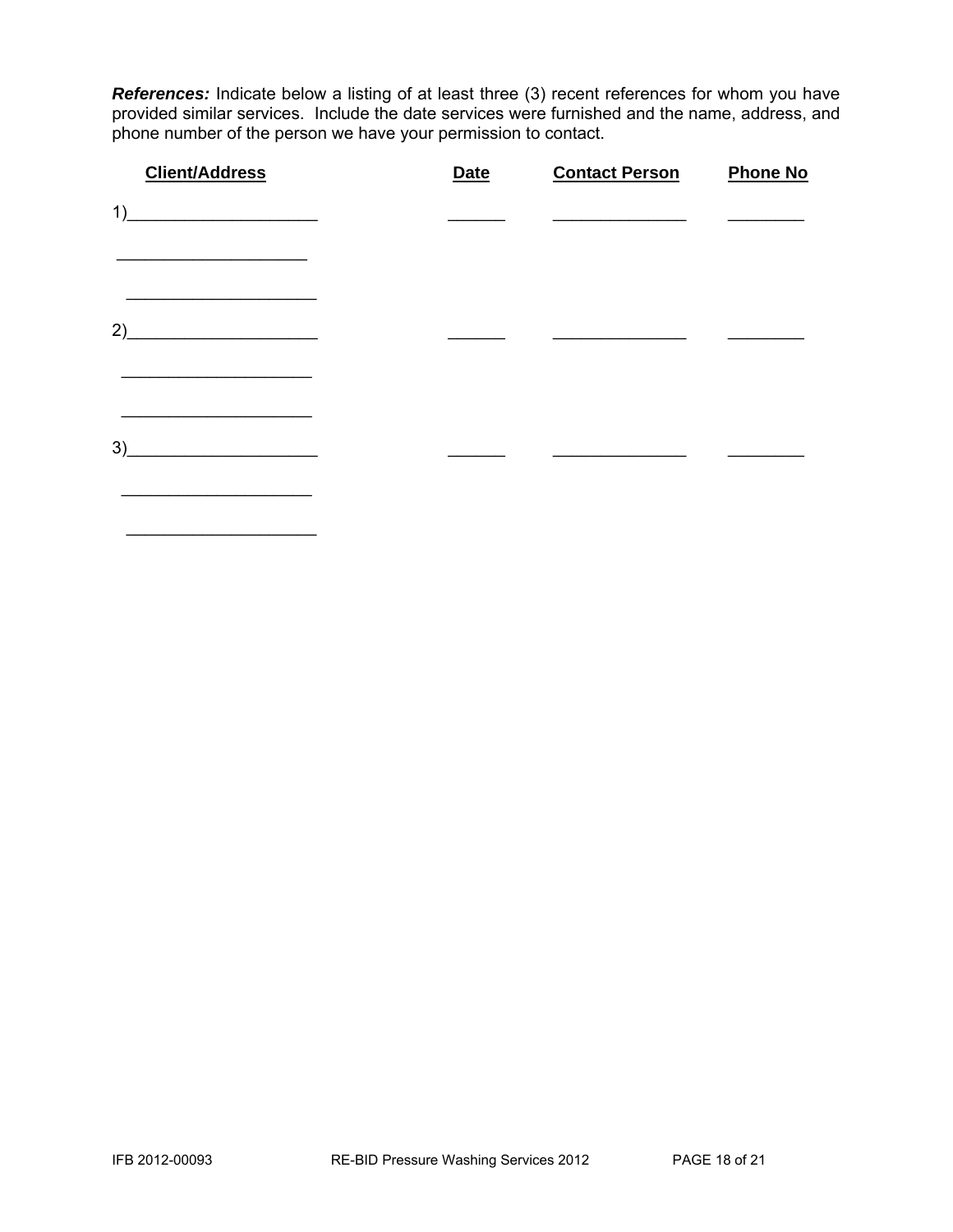***References:*** Indicate below a listing of at least three (3) recent references for whom you have provided similar services. Include the date services were furnished and the name, address, and phone number of the person we have your permission to contact.

| Client/Address | Date | Contact Person | Phone No |
|---|---|---|---|
| 1)____________________ | ______ | ______________ | ________ |
| ____________________ | | | |
| ____________________ | | | |
| 2)____________________ | ______ | ______________ | ________ |
| ____________________ | | | |
| ____________________ | | | |
| 3)____________________ | ______ | ______________ | ________ |
| ____________________ | | | |
| ____________________ | | | |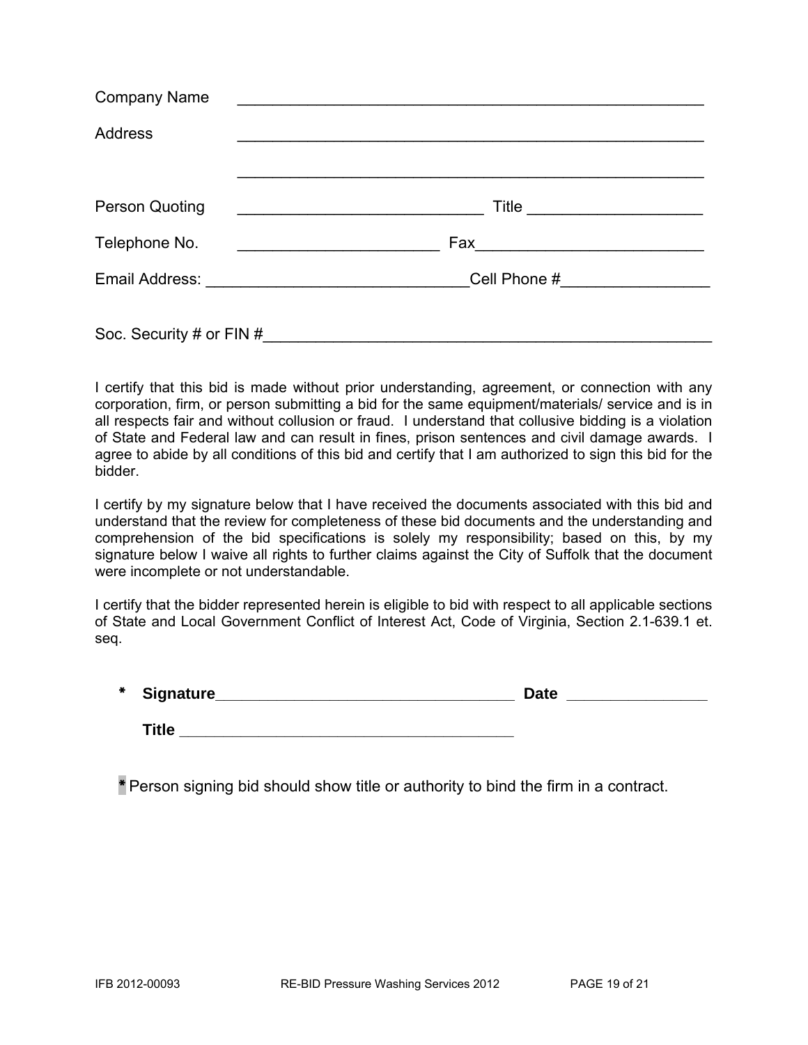Company Name \_\_\_\_\_\_\_\_\_\_\_\_\_\_\_\_\_\_\_\_\_\_\_\_\_\_\_\_\_\_\_\_\_\_\_\_\_\_\_\_\_\_\_\_\_\_\_\_\_\_

Address \_\_\_\_\_\_\_\_\_\_\_\_\_\_\_\_\_\_\_\_\_\_\_\_\_\_\_\_\_\_\_\_\_\_\_\_\_\_\_\_\_\_\_\_\_\_\_\_\_\_

\_\_\_\_\_\_\_\_\_\_\_\_\_\_\_\_\_\_\_\_\_\_\_\_\_\_\_\_\_\_\_\_\_\_\_\_\_\_\_\_\_\_\_\_\_\_\_\_\_\_

Person Quoting \_\_\_\_\_\_\_\_\_\_\_\_\_\_\_\_\_\_\_\_\_\_\_\_\_\_ Title \_\_\_\_\_\_\_\_\_\_\_\_\_\_\_\_\_\_\_

Telephone No. \_\_\_\_\_\_\_\_\_\_\_\_\_\_\_\_\_\_\_\_\_\_ Fax\_\_\_\_\_\_\_\_\_\_\_\_\_\_\_\_\_\_\_\_\_\_\_\_\_

Email Address: \_\_\_\_\_\_\_\_\_\_\_\_\_\_\_\_\_\_\_\_\_\_\_\_\_\_\_\_\_Cell Phone #\_\_\_\_\_\_\_\_\_\_\_\_\_\_\_\_

Soc. Security # or FIN #\_\_\_\_\_\_\_\_\_\_\_\_\_\_\_\_\_\_\_\_\_\_\_\_\_\_\_\_\_\_\_\_\_\_\_\_\_\_\_\_\_\_\_\_\_\_\_\_\_

I certify that this bid is made without prior understanding, agreement, or connection with any corporation, firm, or person submitting a bid for the same equipment/materials/ service and is in all respects fair and without collusion or fraud. I understand that collusive bidding is a violation of State and Federal law and can result in fines, prison sentences and civil damage awards. I agree to abide by all conditions of this bid and certify that I am authorized to sign this bid for the bidder.

I certify by my signature below that I have received the documents associated with this bid and understand that the review for completeness of these bid documents and the understanding and comprehension of the bid specifications is solely my responsibility; based on this, by my signature below I waive all rights to further claims against the City of Suffolk that the document were incomplete or not understandable.

I certify that the bidder represented herein is eligible to bid with respect to all applicable sections of State and Local Government Conflict of Interest Act, Code of Virginia, Section 2.1-639.1 et. seq.

\* **Signature**\_\_\_\_\_\_\_\_\_\_\_\_\_\_\_\_\_\_\_\_\_\_\_\_\_\_\_\_\_\_\_\_\_ **Date** \_\_\_\_\_\_\_\_\_\_\_\_\_\_\_

**Title** \_\_\_\_\_\_\_\_\_\_\_\_\_\_\_\_\_\_\_\_\_\_\_\_\_\_\_\_\_\_\_\_\_\_\_\_\_

\* Person signing bid should show title or authority to bind the firm in a contract.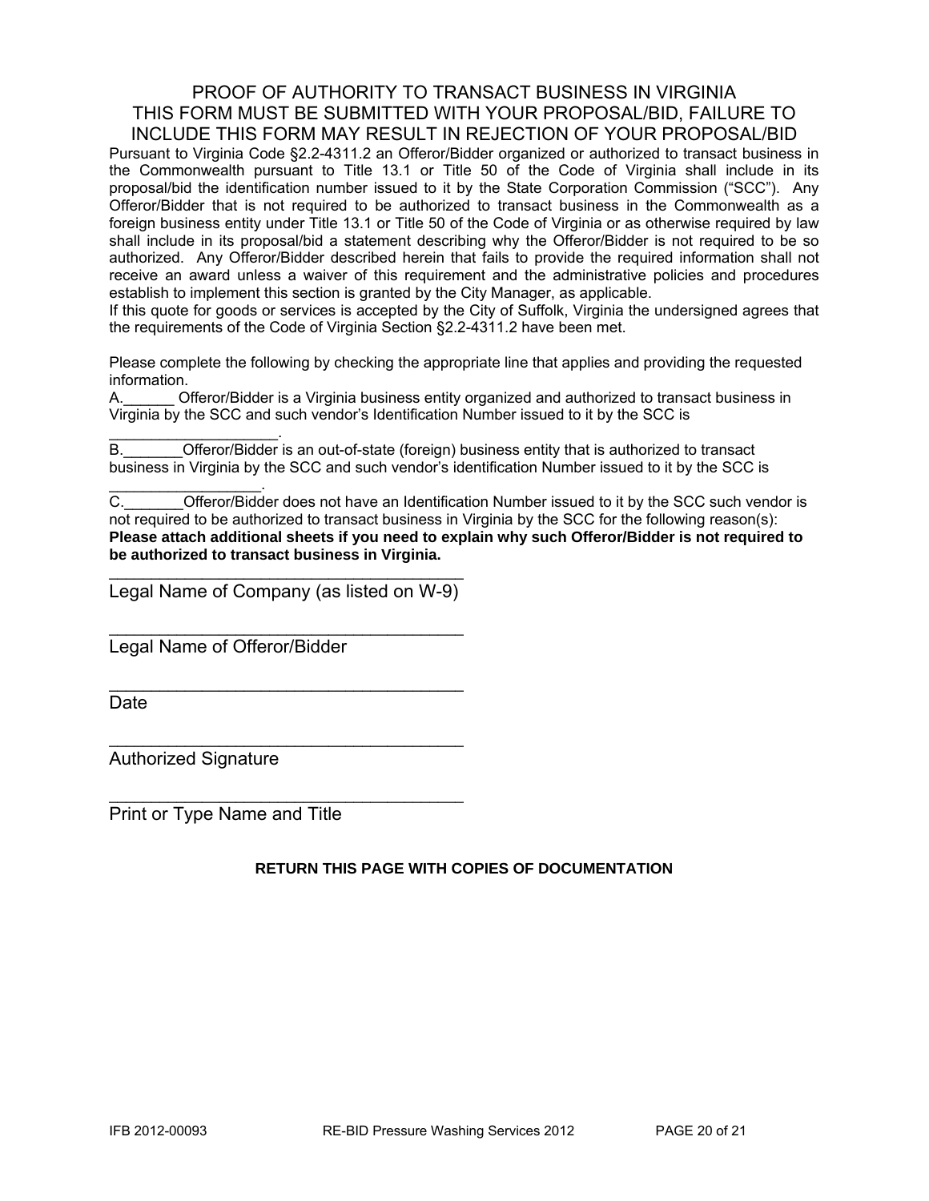# PROOF OF AUTHORITY TO TRANSACT BUSINESS IN VIRGINIA
# THIS FORM MUST BE SUBMITTED WITH YOUR PROPOSAL/BID, FAILURE TO INCLUDE THIS FORM MAY RESULT IN REJECTION OF YOUR PROPOSAL/BID

Pursuant to Virginia Code §2.2-4311.2 an Offeror/Bidder organized or authorized to transact business in the Commonwealth pursuant to Title 13.1 or Title 50 of the Code of Virginia shall include in its proposal/bid the identification number issued to it by the State Corporation Commission ("SCC"). Any Offeror/Bidder that is not required to be authorized to transact business in the Commonwealth as a foreign business entity under Title 13.1 or Title 50 of the Code of Virginia or as otherwise required by law shall include in its proposal/bid a statement describing why the Offeror/Bidder is not required to be so authorized. Any Offeror/Bidder described herein that fails to provide the required information shall not receive an award unless a waiver of this requirement and the administrative policies and procedures establish to implement this section is granted by the City Manager, as applicable.

If this quote for goods or services is accepted by the City of Suffolk, Virginia the undersigned agrees that the requirements of the Code of Virginia Section §2.2-4311.2 have been met.

Please complete the following by checking the appropriate line that applies and providing the requested information.

A.______ Offeror/Bidder is a Virginia business entity organized and authorized to transact business in Virginia by the SCC and such vendor's Identification Number issued to it by the SCC is ___________________.

B._______Offeror/Bidder is an out-of-state (foreign) business entity that is authorized to transact business in Virginia by the SCC and such vendor's identification Number issued to it by the SCC is _________________.

C._______Offeror/Bidder does not have an Identification Number issued to it by the SCC such vendor is not required to be authorized to transact business in Virginia by the SCC for the following reason(s):

**Please attach additional sheets if you need to explain why such Offeror/Bidder is not required to be authorized to transact business in Virginia.**

____________________________________
Legal Name of Company (as listed on W-9)

____________________________________
Legal Name of Offeror/Bidder

____________________________________
Date

____________________________________
Authorized Signature

____________________________________
Print or Type Name and Title

**RETURN THIS PAGE WITH COPIES OF DOCUMENTATION**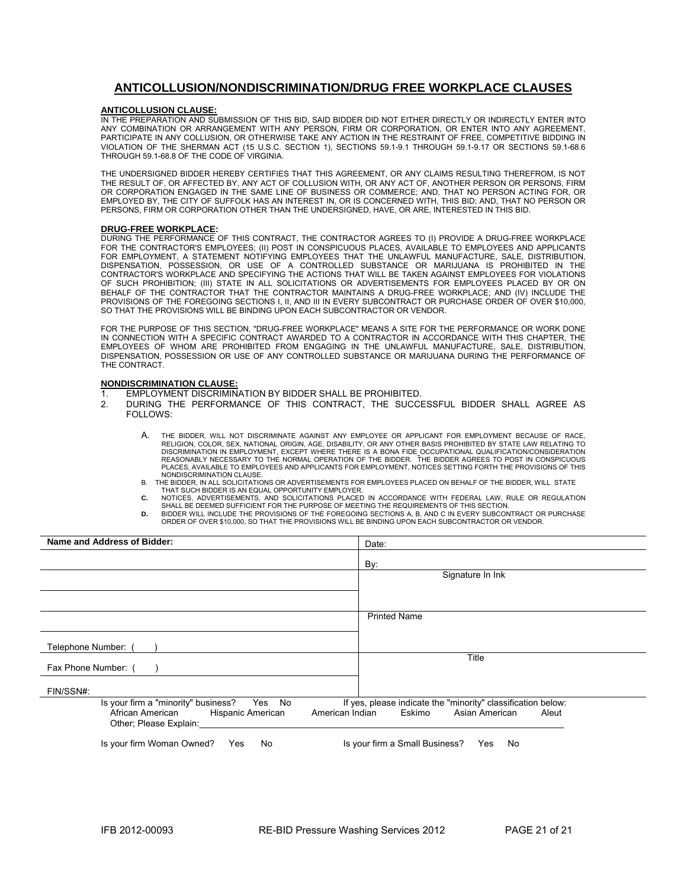# ANTICOLLUSION/NONDISCRIMINATION/DRUG FREE WORKPLACE CLAUSES

**ANTICOLLUSION CLAUSE:**

IN THE PREPARATION AND SUBMISSION OF THIS BID, SAID BIDDER DID NOT EITHER DIRECTLY OR INDIRECTLY ENTER INTO ANY COMBINATION OR ARRANGEMENT WITH ANY PERSON, FIRM OR CORPORATION, OR ENTER INTO ANY AGREEMENT, PARTICIPATE IN ANY COLLUSION, OR OTHERWISE TAKE ANY ACTION IN THE RESTRAINT OF FREE, COMPETITIVE BIDDING IN VIOLATION OF THE SHERMAN ACT (15 U.S.C. SECTION 1), SECTIONS 59.1-9.1 THROUGH 59.1-9.17 OR SECTIONS 59.1-68.6 THROUGH 59.1-68.8 OF THE CODE OF VIRGINIA.

THE UNDERSIGNED BIDDER HEREBY CERTIFIES THAT THIS AGREEMENT, OR ANY CLAIMS RESULTING THEREFROM, IS NOT THE RESULT OF, OR AFFECTED BY, ANY ACT OF COLLUSION WITH, OR ANY ACT OF, ANOTHER PERSON OR PERSONS, FIRM OR CORPORATION ENGAGED IN THE SAME LINE OF BUSINESS OR COMMERCE; AND, THAT NO PERSON ACTING FOR, OR EMPLOYED BY, THE CITY OF SUFFOLK HAS AN INTEREST IN, OR IS CONCERNED WITH, THIS BID; AND, THAT NO PERSON OR PERSONS, FIRM OR CORPORATION OTHER THAN THE UNDERSIGNED, HAVE, OR ARE, INTERESTED IN THIS BID.

**DRUG-FREE WORKPLACE:**

DURING THE PERFORMANCE OF THIS CONTRACT, THE CONTRACTOR AGREES TO (I) PROVIDE A DRUG-FREE WORKPLACE FOR THE CONTRACTOR'S EMPLOYEES; (II) POST IN CONSPICUOUS PLACES, AVAILABLE TO EMPLOYEES AND APPLICANTS FOR EMPLOYMENT, A STATEMENT NOTIFYING EMPLOYEES THAT THE UNLAWFUL MANUFACTURE, SALE, DISTRIBUTION, DISPENSATION, POSSESSION, OR USE OF A CONTROLLED SUBSTANCE OR MARIJUANA IS PROHIBITED IN THE CONTRACTOR'S WORKPLACE AND SPECIFYING THE ACTIONS THAT WILL BE TAKEN AGAINST EMPLOYEES FOR VIOLATIONS OF SUCH PROHIBITION; (III) STATE IN ALL SOLICITATIONS OR ADVERTISEMENTS FOR EMPLOYEES PLACED BY OR ON BEHALF OF THE CONTRACTOR THAT THE CONTRACTOR MAINTAINS A DRUG-FREE WORKPLACE; AND (IV) INCLUDE THE PROVISIONS OF THE FOREGOING SECTIONS I, II, AND III IN EVERY SUBCONTRACT OR PURCHASE ORDER OF OVER $10,000, SO THAT THE PROVISIONS WILL BE BINDING UPON EACH SUBCONTRACTOR OR VENDOR.

FOR THE PURPOSE OF THIS SECTION, "DRUG-FREE WORKPLACE" MEANS A SITE FOR THE PERFORMANCE OR WORK DONE IN CONNECTION WITH A SPECIFIC CONTRACT AWARDED TO A CONTRACTOR IN ACCORDANCE WITH THIS CHAPTER, THE EMPLOYEES OF WHOM ARE PROHIBITED FROM ENGAGING IN THE UNLAWFUL MANUFACTURE, SALE, DISTRIBUTION, DISPENSATION, POSSESSION OR USE OF ANY CONTROLLED SUBSTANCE OR MARIJUANA DURING THE PERFORMANCE OF THE CONTRACT.

**NONDISCRIMINATION CLAUSE:**

1. EMPLOYMENT DISCRIMINATION BY BIDDER SHALL BE PROHIBITED.
2. DURING THE PERFORMANCE OF THIS CONTRACT, THE SUCCESSFUL BIDDER SHALL AGREE AS FOLLOWS:

   A. THE BIDDER, WILL NOT DISCRIMINATE AGAINST ANY EMPLOYEE OR APPLICANT FOR EMPLOYMENT BECAUSE OF RACE, RELIGION, COLOR, SEX, NATIONAL ORIGIN, AGE, DISABILITY, OR ANY OTHER BASIS PROHIBITED BY STATE LAW RELATING TO DISCRIMINATION IN EMPLOYMENT, EXCEPT WHERE THERE IS A BONA FIDE OCCUPATIONAL QUALIFICATION/CONSIDERATION REASONABLY NECESSARY TO THE NORMAL OPERATION OF THE BIDDER. THE BIDDER AGREES TO POST IN CONSPICUOUS PLACES, AVAILABLE TO EMPLOYEES AND APPLICANTS FOR EMPLOYMENT, NOTICES SETTING FORTH THE PROVISIONS OF THIS NONDISCRIMINATION CLAUSE.

   B. THE BIDDER, IN ALL SOLICITATIONS OR ADVERTISEMENTS FOR EMPLOYEES PLACED ON BEHALF OF THE BIDDER, WILL STATE THAT SUCH BIDDER IS AN EQUAL OPPORTUNITY EMPLOYER.

   **C.** NOTICES, ADVERTISEMENTS, AND SOLICITATIONS PLACED IN ACCORDANCE WITH FEDERAL LAW, RULE OR REGULATION SHALL BE DEEMED SUFFICIENT FOR THE PURPOSE OF MEETING THE REQUIREMENTS OF THIS SECTION.

   **D.** BIDDER WILL INCLUDE THE PROVISIONS OF THE FOREGOING SECTIONS A, B, AND C IN EVERY SUBCONTRACT OR PURCHASE ORDER OF OVER $10,000, SO THAT THE PROVISIONS WILL BE BINDING UPON EACH SUBCONTRACTOR OR VENDOR.

| **Name and Address of Bidder:** | Date: |
|---|---|
| | By: |
| | Signature In Ink |
| | |
| | Printed Name |
| Telephone Number: (    ) | |
| Fax Phone Number: (    ) | Title |
| FIN/SSN#: | |

Is your firm a "minority" business? Yes No

If yes, please indicate the "minority" classification below:

African American   Hispanic American   American Indian   Eskimo   Asian American   Aleut

Other; Please Explain: ____________________

Is your firm Woman Owned? Yes No

Is your firm a Small Business? Yes No

IFB 2012-00093   RE-BID Pressure Washing Services 2012